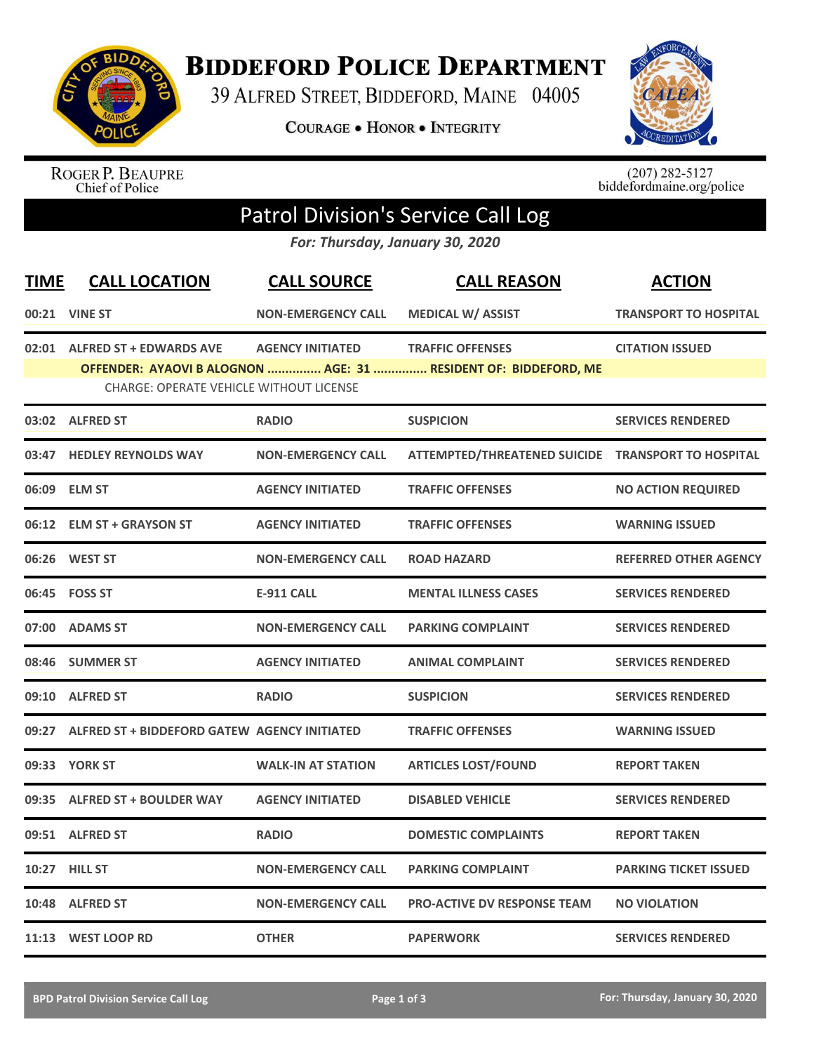# BIDDEFORD POLICE DEPARTMENT

39 ALFRED STREET, BIDDEFORD, MAINE 04005

COURAGE • HONOR • INTEGRITY

ROGER P. BEAUPRE
Chief of Police

(207) 282-5127
biddefordmaine.org/police

## Patrol Division's Service Call Log

*For: Thursday, January 30, 2020*

| TIME | CALL LOCATION | CALL SOURCE | CALL REASON | ACTION |
|---|---|---|---|---|
| 00:21 | VINE ST | NON-EMERGENCY CALL | MEDICAL W/ ASSIST | TRANSPORT TO HOSPITAL |
| 02:01 | ALFRED ST + EDWARDS AVE | AGENCY INITIATED | TRAFFIC OFFENSES | CITATION ISSUED |
| | OFFENDER: AYAOVI B ALOGNON ............... AGE: 31 ............... RESIDENT OF: BIDDEFORD, ME | | | |
| | CHARGE: OPERATE VEHICLE WITHOUT LICENSE | | | |
| 03:02 | ALFRED ST | RADIO | SUSPICION | SERVICES RENDERED |
| 03:47 | HEDLEY REYNOLDS WAY | NON-EMERGENCY CALL | ATTEMPTED/THREATENED SUICIDE | TRANSPORT TO HOSPITAL |
| 06:09 | ELM ST | AGENCY INITIATED | TRAFFIC OFFENSES | NO ACTION REQUIRED |
| 06:12 | ELM ST + GRAYSON ST | AGENCY INITIATED | TRAFFIC OFFENSES | WARNING ISSUED |
| 06:26 | WEST ST | NON-EMERGENCY CALL | ROAD HAZARD | REFERRED OTHER AGENCY |
| 06:45 | FOSS ST | E-911 CALL | MENTAL ILLNESS CASES | SERVICES RENDERED |
| 07:00 | ADAMS ST | NON-EMERGENCY CALL | PARKING COMPLAINT | SERVICES RENDERED |
| 08:46 | SUMMER ST | AGENCY INITIATED | ANIMAL COMPLAINT | SERVICES RENDERED |
| 09:10 | ALFRED ST | RADIO | SUSPICION | SERVICES RENDERED |
| 09:27 | ALFRED ST + BIDDEFORD GATEW | AGENCY INITIATED | TRAFFIC OFFENSES | WARNING ISSUED |
| 09:33 | YORK ST | WALK-IN AT STATION | ARTICLES LOST/FOUND | REPORT TAKEN |
| 09:35 | ALFRED ST + BOULDER WAY | AGENCY INITIATED | DISABLED VEHICLE | SERVICES RENDERED |
| 09:51 | ALFRED ST | RADIO | DOMESTIC COMPLAINTS | REPORT TAKEN |
| 10:27 | HILL ST | NON-EMERGENCY CALL | PARKING COMPLAINT | PARKING TICKET ISSUED |
| 10:48 | ALFRED ST | NON-EMERGENCY CALL | PRO-ACTIVE DV RESPONSE TEAM | NO VIOLATION |
| 11:13 | WEST LOOP RD | OTHER | PAPERWORK | SERVICES RENDERED |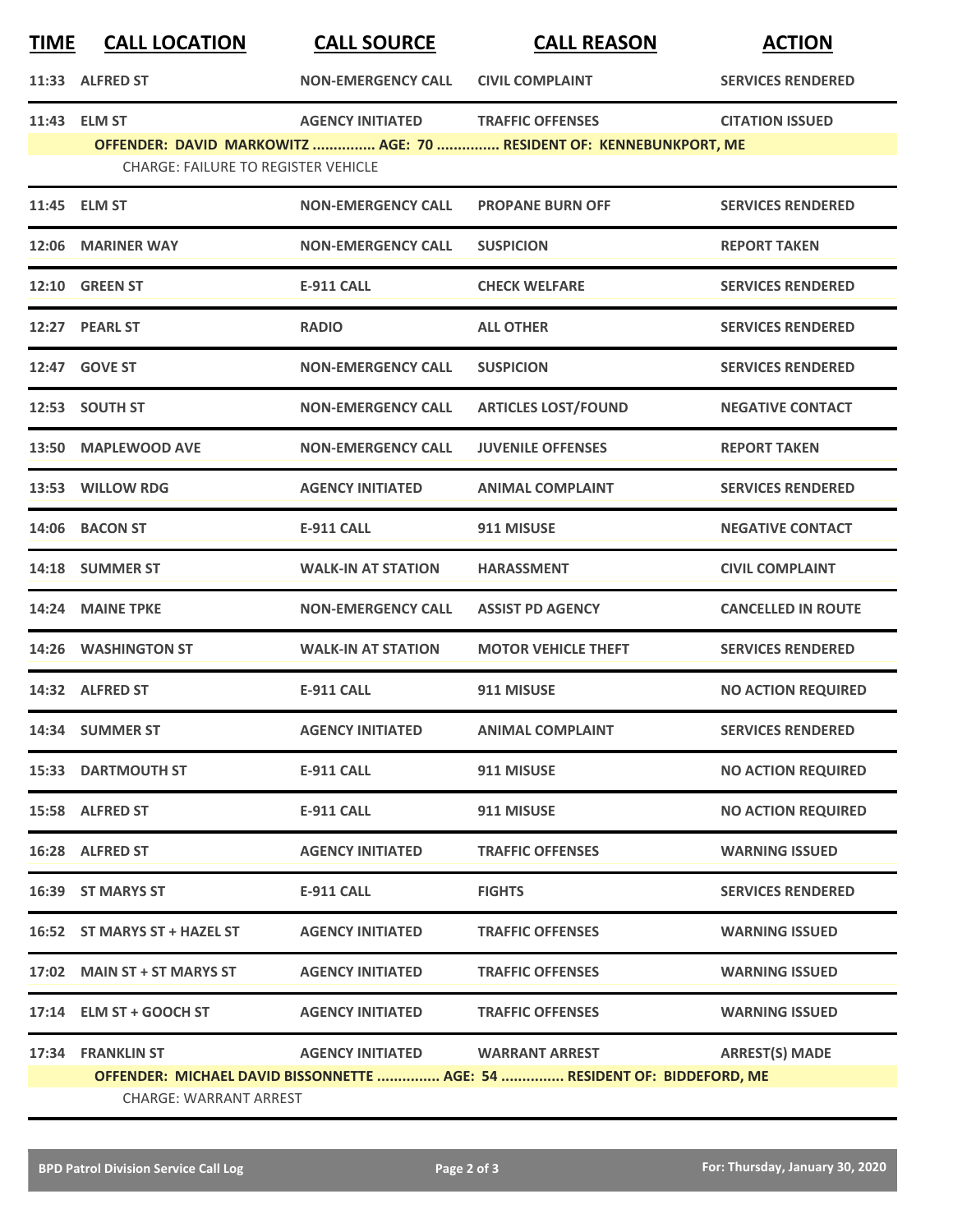| TIME | CALL LOCATION | CALL SOURCE | CALL REASON | ACTION |
|---|---|---|---|---|
| 11:33 | ALFRED ST | NON-EMERGENCY CALL | CIVIL COMPLAINT | SERVICES RENDERED |
| 11:43 | ELM ST | AGENCY INITIATED | TRAFFIC OFFENSES | CITATION ISSUED |
| | **OFFENDER: DAVID MARKOWITZ ............... AGE: 70 ............... RESIDENT OF: KENNEBUNKPORT, ME** | | | |
| | CHARGE: FAILURE TO REGISTER VEHICLE | | | |
| 11:45 | ELM ST | NON-EMERGENCY CALL | PROPANE BURN OFF | SERVICES RENDERED |
| 12:06 | MARINER WAY | NON-EMERGENCY CALL | SUSPICION | REPORT TAKEN |
| 12:10 | GREEN ST | E-911 CALL | CHECK WELFARE | SERVICES RENDERED |
| 12:27 | PEARL ST | RADIO | ALL OTHER | SERVICES RENDERED |
| 12:47 | GOVE ST | NON-EMERGENCY CALL | SUSPICION | SERVICES RENDERED |
| 12:53 | SOUTH ST | NON-EMERGENCY CALL | ARTICLES LOST/FOUND | NEGATIVE CONTACT |
| 13:50 | MAPLEWOOD AVE | NON-EMERGENCY CALL | JUVENILE OFFENSES | REPORT TAKEN |
| 13:53 | WILLOW RDG | AGENCY INITIATED | ANIMAL COMPLAINT | SERVICES RENDERED |
| 14:06 | BACON ST | E-911 CALL | 911 MISUSE | NEGATIVE CONTACT |
| 14:18 | SUMMER ST | WALK-IN AT STATION | HARASSMENT | CIVIL COMPLAINT |
| 14:24 | MAINE TPKE | NON-EMERGENCY CALL | ASSIST PD AGENCY | CANCELLED IN ROUTE |
| 14:26 | WASHINGTON ST | WALK-IN AT STATION | MOTOR VEHICLE THEFT | SERVICES RENDERED |
| 14:32 | ALFRED ST | E-911 CALL | 911 MISUSE | NO ACTION REQUIRED |
| 14:34 | SUMMER ST | AGENCY INITIATED | ANIMAL COMPLAINT | SERVICES RENDERED |
| 15:33 | DARTMOUTH ST | E-911 CALL | 911 MISUSE | NO ACTION REQUIRED |
| 15:58 | ALFRED ST | E-911 CALL | 911 MISUSE | NO ACTION REQUIRED |
| 16:28 | ALFRED ST | AGENCY INITIATED | TRAFFIC OFFENSES | WARNING ISSUED |
| 16:39 | ST MARYS ST | E-911 CALL | FIGHTS | SERVICES RENDERED |
| 16:52 | ST MARYS ST + HAZEL ST | AGENCY INITIATED | TRAFFIC OFFENSES | WARNING ISSUED |
| 17:02 | MAIN ST + ST MARYS ST | AGENCY INITIATED | TRAFFIC OFFENSES | WARNING ISSUED |
| 17:14 | ELM ST + GOOCH ST | AGENCY INITIATED | TRAFFIC OFFENSES | WARNING ISSUED |
| 17:34 | FRANKLIN ST | AGENCY INITIATED | WARRANT ARREST | ARREST(S) MADE |
| | **OFFENDER: MICHAEL DAVID BISSONNETTE ............... AGE: 54 ............... RESIDENT OF: BIDDEFORD, ME** | | | |
| | CHARGE: WARRANT ARREST | | | |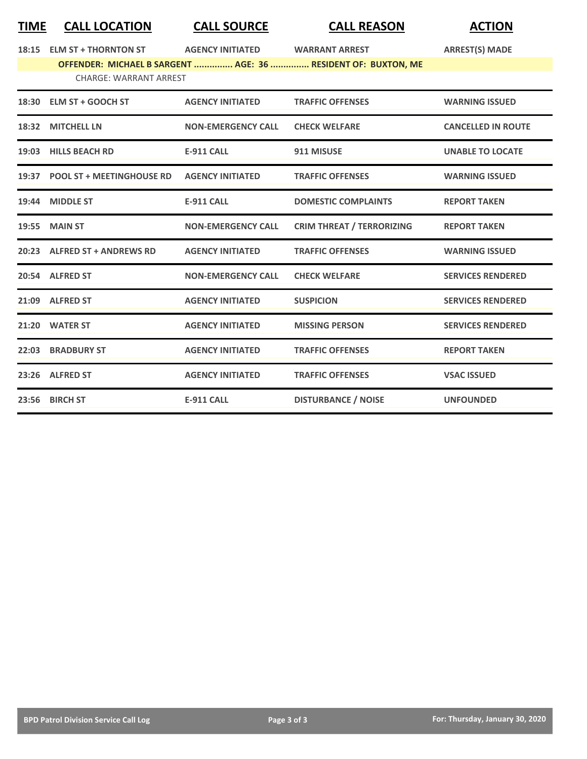| TIME | CALL LOCATION | CALL SOURCE | CALL REASON | ACTION |
|---|---|---|---|---|
| 18:15 | ELM ST + THORNTON ST | AGENCY INITIATED | WARRANT ARREST | ARREST(S) MADE |
| | **OFFENDER: MICHAEL B SARGENT ............... AGE: 36 ............... RESIDENT OF: BUXTON, ME** | | | |
| | CHARGE: WARRANT ARREST | | | |
| 18:30 | ELM ST + GOOCH ST | AGENCY INITIATED | TRAFFIC OFFENSES | WARNING ISSUED |
| 18:32 | MITCHELL LN | NON-EMERGENCY CALL | CHECK WELFARE | CANCELLED IN ROUTE |
| 19:03 | HILLS BEACH RD | E-911 CALL | 911 MISUSE | UNABLE TO LOCATE |
| 19:37 | POOL ST + MEETINGHOUSE RD | AGENCY INITIATED | TRAFFIC OFFENSES | WARNING ISSUED |
| 19:44 | MIDDLE ST | E-911 CALL | DOMESTIC COMPLAINTS | REPORT TAKEN |
| 19:55 | MAIN ST | NON-EMERGENCY CALL | CRIM THREAT / TERRORIZING | REPORT TAKEN |
| 20:23 | ALFRED ST + ANDREWS RD | AGENCY INITIATED | TRAFFIC OFFENSES | WARNING ISSUED |
| 20:54 | ALFRED ST | NON-EMERGENCY CALL | CHECK WELFARE | SERVICES RENDERED |
| 21:09 | ALFRED ST | AGENCY INITIATED | SUSPICION | SERVICES RENDERED |
| 21:20 | WATER ST | AGENCY INITIATED | MISSING PERSON | SERVICES RENDERED |
| 22:03 | BRADBURY ST | AGENCY INITIATED | TRAFFIC OFFENSES | REPORT TAKEN |
| 23:26 | ALFRED ST | AGENCY INITIATED | TRAFFIC OFFENSES | VSAC ISSUED |
| 23:56 | BIRCH ST | E-911 CALL | DISTURBANCE / NOISE | UNFOUNDED |